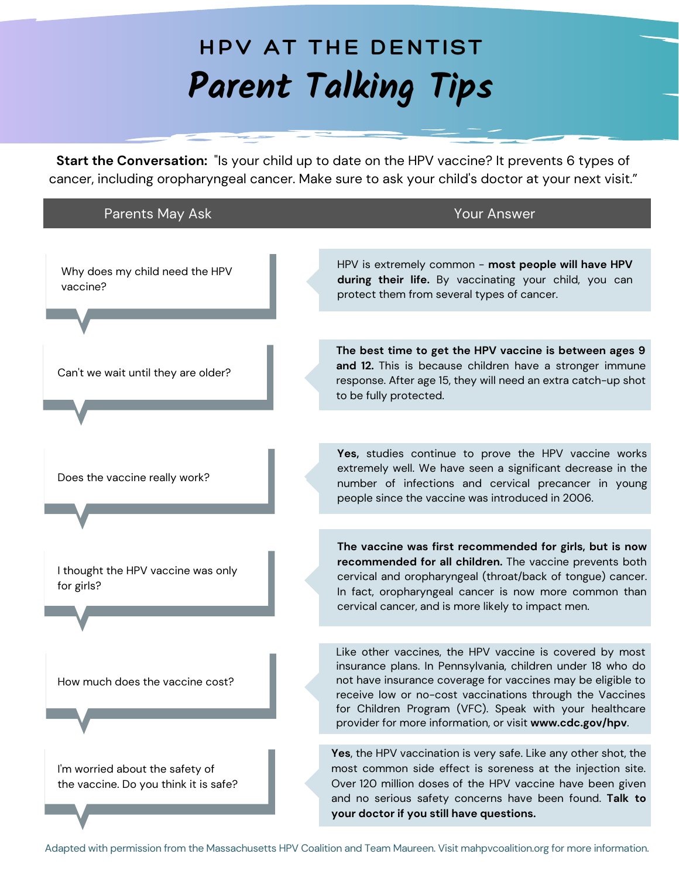# HPV AT THE DENTIST

## Parent Talking Tips

**Start the Conversation:** "Is your child up to date on the HPV vaccine? It prevents 6 types of cancer, including oropharyngeal cancer. Make sure to ask your child's doctor at your next visit."

| Parents May Ask | Your Answer |
| --- | --- |
| Why does my child need the HPV vaccine? | HPV is extremely common - **most people will have HPV during their life.** By vaccinating your child, you can protect them from several types of cancer. |
| Can't we wait until they are older? | **The best time to get the HPV vaccine is between ages 9 and 12.** This is because children have a stronger immune response. After age 15, they will need an extra catch-up shot to be fully protected. |
| Does the vaccine really work? | **Yes,** studies continue to prove the HPV vaccine works extremely well. We have seen a significant decrease in the number of infections and cervical precancer in young people since the vaccine was introduced in 2006. |
| I thought the HPV vaccine was only for girls? | **The vaccine was first recommended for girls, but is now recommended for all children.** The vaccine prevents both cervical and oropharyngeal (throat/back of tongue) cancer. In fact, oropharyngeal cancer is now more common than cervical cancer, and is more likely to impact men. |
| How much does the vaccine cost? | Like other vaccines, the HPV vaccine is covered by most insurance plans. In Pennsylvania, children under 18 who do not have insurance coverage for vaccines may be eligible to receive low or no-cost vaccinations through the Vaccines for Children Program (VFC). Speak with your healthcare provider for more information, or visit **www.cdc.gov/hpv**. |
| I'm worried about the safety of the vaccine. Do you think it is safe? | **Yes**, the HPV vaccination is very safe. Like any other shot, the most common side effect is soreness at the injection site. Over 120 million doses of the HPV vaccine have been given and no serious safety concerns have been found. **Talk to your doctor if you still have questions.** |

Adapted with permission from the Massachusetts HPV Coalition and Team Maureen. Visit mahpvcoalition.org for more information.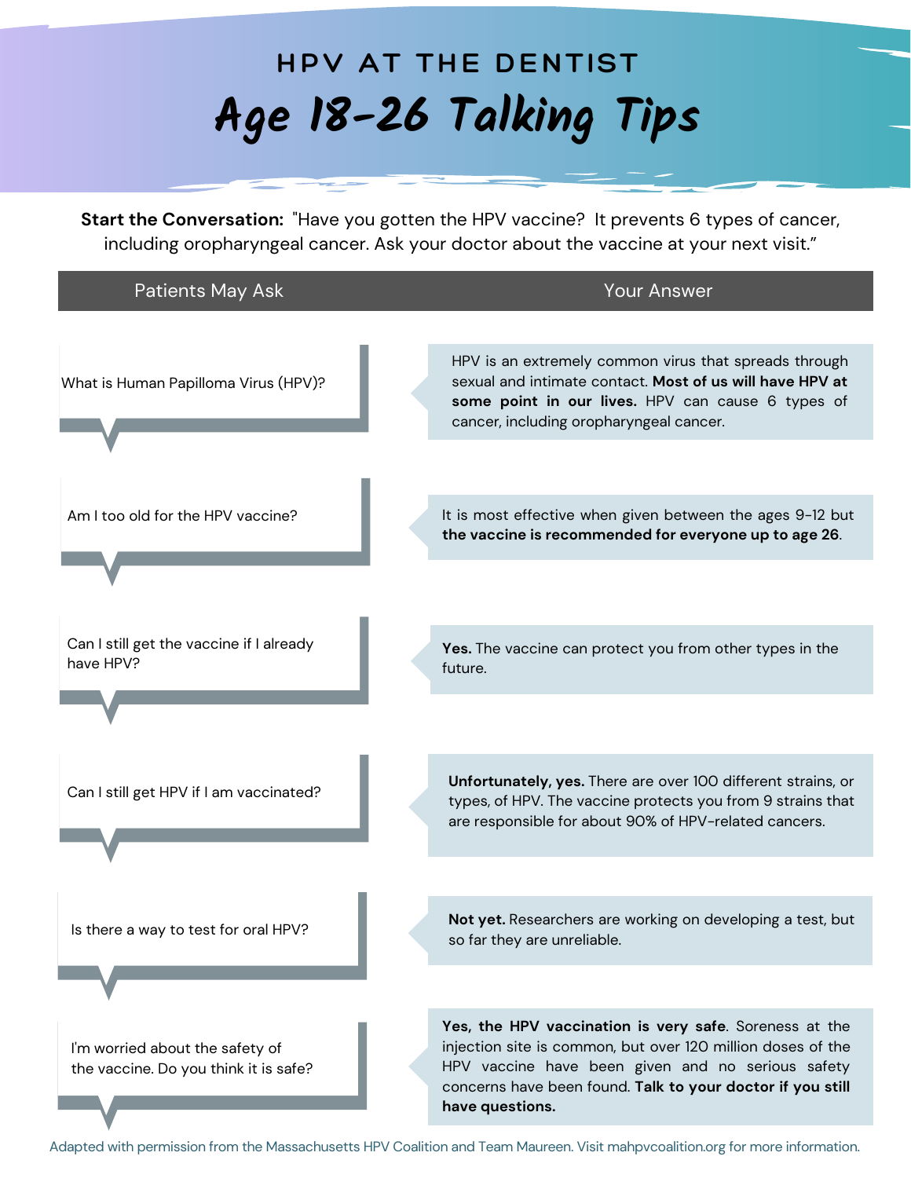# HPV AT THE DENTIST

## Age 18-26 Talking Tips

**Start the Conversation:** "Have you gotten the HPV vaccine? It prevents 6 types of cancer, including oropharyngeal cancer. Ask your doctor about the vaccine at your next visit."

| Patients May Ask | Your Answer |
| --- | --- |
| What is Human Papilloma Virus (HPV)? | HPV is an extremely common virus that spreads through sexual and intimate contact. **Most of us will have HPV at some point in our lives.** HPV can cause 6 types of cancer, including oropharyngeal cancer. |
| Am I too old for the HPV vaccine? | It is most effective when given between the ages 9-12 but **the vaccine is recommended for everyone up to age 26**. |
| Can I still get the vaccine if I already have HPV? | **Yes.** The vaccine can protect you from other types in the future. |
| Can I still get HPV if I am vaccinated? | **Unfortunately, yes.** There are over 100 different strains, or types, of HPV. The vaccine protects you from 9 strains that are responsible for about 90% of HPV-related cancers. |
| Is there a way to test for oral HPV? | **Not yet.** Researchers are working on developing a test, but so far they are unreliable. |
| I'm worried about the safety of the vaccine. Do you think it is safe? | **Yes, the HPV vaccination is very safe**. Soreness at the injection site is common, but over 120 million doses of the HPV vaccine have been given and no serious safety concerns have been found. **Talk to your doctor if you still have questions.** |

Adapted with permission from the Massachusetts HPV Coalition and Team Maureen. Visit mahpvcoalition.org for more information.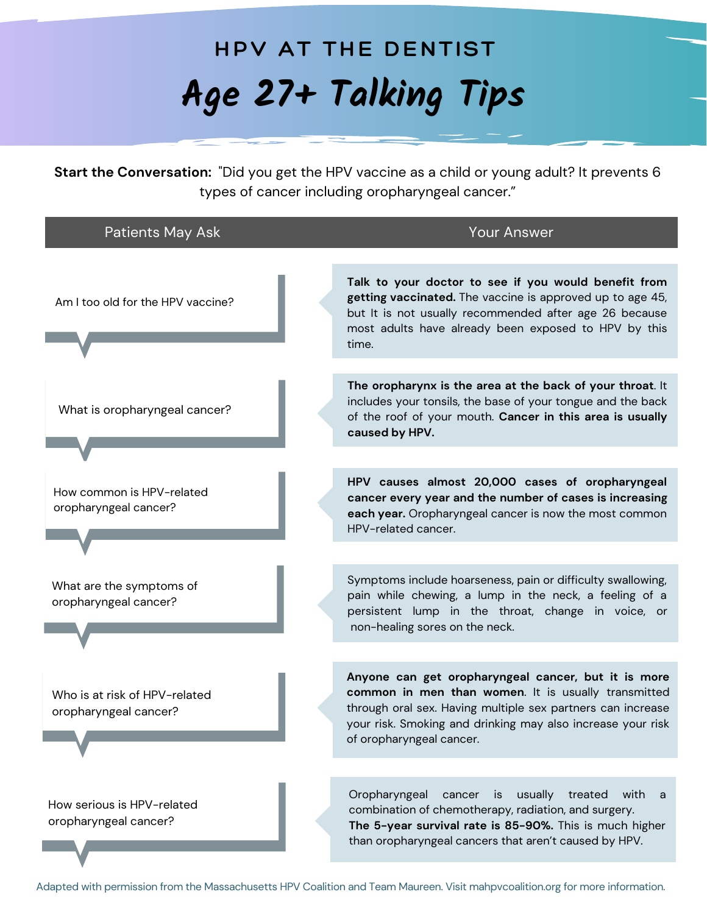# HPV AT THE DENTIST

## Age 27+ Talking Tips

**Start the Conversation:** "Did you get the HPV vaccine as a child or young adult? It prevents 6 types of cancer including oropharyngeal cancer."

| Patients May Ask | Your Answer |
| --- | --- |
| Am I too old for the HPV vaccine? | **Talk to your doctor to see if you would benefit from getting vaccinated.** The vaccine is approved up to age 45, but It is not usually recommended after age 26 because most adults have already been exposed to HPV by this time. |
| What is oropharyngeal cancer? | **The oropharynx is the area at the back of your throat**. It includes your tonsils, the base of your tongue and the back of the roof of your mouth. **Cancer in this area is usually caused by HPV.** |
| How common is HPV-related oropharyngeal cancer? | **HPV causes almost 20,000 cases of oropharyngeal cancer every year and the number of cases is increasing each year.** Oropharyngeal cancer is now the most common HPV-related cancer. |
| What are the symptoms of oropharyngeal cancer? | Symptoms include hoarseness, pain or difficulty swallowing, pain while chewing, a lump in the neck, a feeling of a persistent lump in the throat, change in voice, or non-healing sores on the neck. |
| Who is at risk of HPV-related oropharyngeal cancer? | **Anyone can get oropharyngeal cancer, but it is more common in men than women**. It is usually transmitted through oral sex. Having multiple sex partners can increase your risk. Smoking and drinking may also increase your risk of oropharyngeal cancer. |
| How serious is HPV-related oropharyngeal cancer? | Oropharyngeal cancer is usually treated with a combination of chemotherapy, radiation, and surgery. **The 5-year survival rate is 85-90%.** This is much higher than oropharyngeal cancers that aren't caused by HPV. |

Adapted with permission from the Massachusetts HPV Coalition and Team Maureen. Visit mahpvcoalition.org for more information.